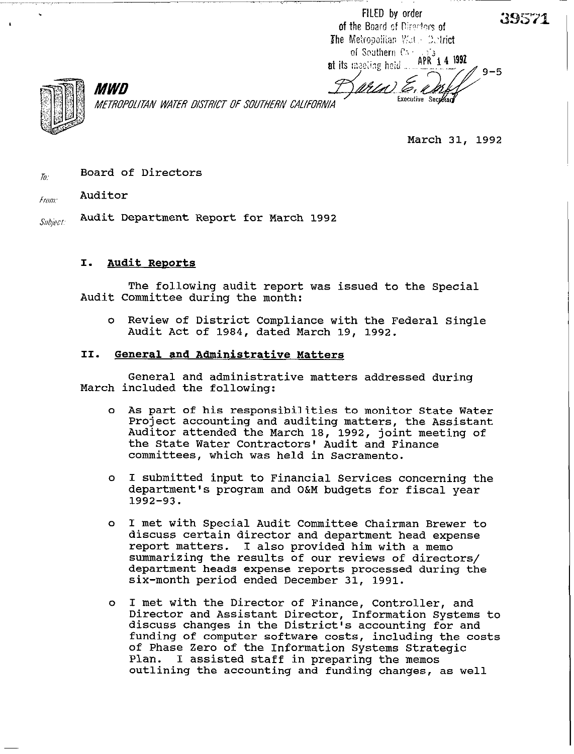FILED by order of the Board of Directors of The Metropolitan Water District of Southern California at its meeting held APR 14 1992

Executive Secretary

39571

9-5

**MWD**

*METROPOLITAN WATER DISTRICT OF SOUTHERN CALIFORNIA*

March 31, 1992

To: Board of Directors

From: Auditor

Subject: Audit Department Report for March 1992

## I. Audit Reports

The following audit report was issued to the Special Audit Committee during the month:

- Review of District Compliance with the Federal Single Audit Act of 1984, dated March 19, 1992.

## II. General and Administrative Matters

General and administrative matters addressed during March included the following:

- As part of his responsibilities to monitor State Water Project accounting and auditing matters, the Assistant Auditor attended the March 18, 1992, joint meeting of the State Water Contractors' Audit and Finance committees, which was held in Sacramento.

- I submitted input to Financial Services concerning the department's program and O&M budgets for fiscal year 1992-93.

- I met with Special Audit Committee Chairman Brewer to discuss certain director and department head expense report matters. I also provided him with a memo summarizing the results of our reviews of directors/ department heads expense reports processed during the six-month period ended December 31, 1991.

- I met with the Director of Finance, Controller, and Director and Assistant Director, Information Systems to discuss changes in the District's accounting for and funding of computer software costs, including the costs of Phase Zero of the Information Systems Strategic Plan. I assisted staff in preparing the memos outlining the accounting and funding changes, as well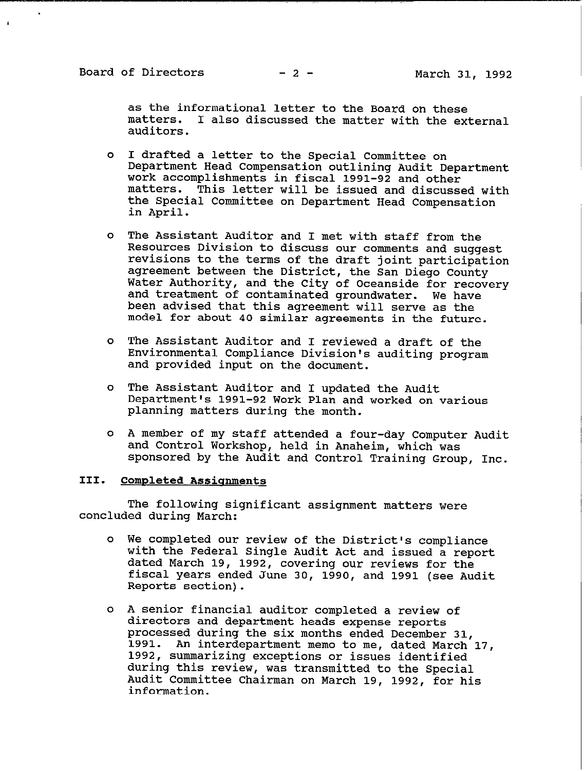as the informational letter to the Board on these matters. I also discussed the matter with the external auditors.

- I drafted a letter to the Special Committee on Department Head Compensation outlining Audit Department work accomplishments in fiscal 1991-92 and other matters. This letter will be issued and discussed with the Special Committee on Department Head Compensation in April.

- The Assistant Auditor and I met with staff from the Resources Division to discuss our comments and suggest revisions to the terms of the draft joint participation agreement between the District, the San Diego County Water Authority, and the City of Oceanside for recovery and treatment of contaminated groundwater. We have been advised that this agreement will serve as the model for about 40 similar agreements in the future.

- The Assistant Auditor and I reviewed a draft of the Environmental Compliance Division's auditing program and provided input on the document.

- The Assistant Auditor and I updated the Audit Department's 1991-92 Work Plan and worked on various planning matters during the month.

- A member of my staff attended a four-day Computer Audit and Control Workshop, held in Anaheim, which was sponsored by the Audit and Control Training Group, Inc.

## III. Completed Assignments

The following significant assignment matters were concluded during March:

- We completed our review of the District's compliance with the Federal Single Audit Act and issued a report dated March 19, 1992, covering our reviews for the fiscal years ended June 30, 1990, and 1991 (see Audit Reports section).

- A senior financial auditor completed a review of directors and department heads expense reports processed during the six months ended December 31, 1991. An interdepartment memo to me, dated March 17, 1992, summarizing exceptions or issues identified during this review, was transmitted to the Special Audit Committee Chairman on March 19, 1992, for his information.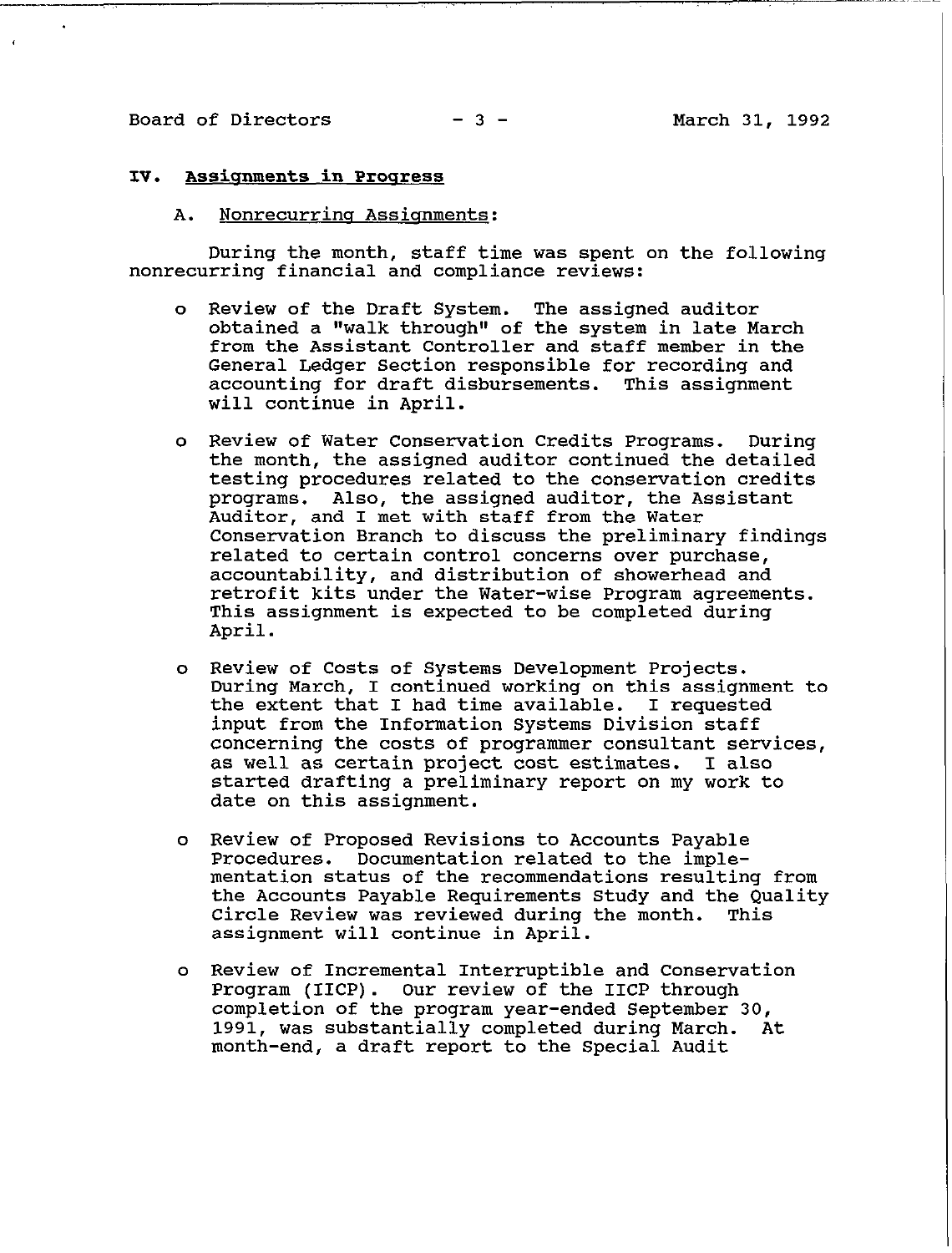## IV. Assignments in Progress

### A. Nonrecurring Assignments:

During the month, staff time was spent on the following nonrecurring financial and compliance reviews:

- Review of the Draft System. The assigned auditor obtained a "walk through" of the system in late March from the Assistant Controller and staff member in the General Ledger Section responsible for recording and accounting for draft disbursements. This assignment will continue in April.

- Review of Water Conservation Credits Programs. During the month, the assigned auditor continued the detailed testing procedures related to the conservation credits programs. Also, the assigned auditor, the Assistant Auditor, and I met with staff from the Water Conservation Branch to discuss the preliminary findings related to certain control concerns over purchase, accountability, and distribution of showerhead and retrofit kits under the Water-wise Program agreements. This assignment is expected to be completed during April.

- Review of Costs of Systems Development Projects. During March, I continued working on this assignment to the extent that I had time available. I requested input from the Information Systems Division staff concerning the costs of programmer consultant services, as well as certain project cost estimates. I also started drafting a preliminary report on my work to date on this assignment.

- Review of Proposed Revisions to Accounts Payable Procedures. Documentation related to the implementation status of the recommendations resulting from the Accounts Payable Requirements Study and the Quality Circle Review was reviewed during the month. This assignment will continue in April.

- Review of Incremental Interruptible and Conservation Program (IICP). Our review of the IICP through completion of the program year-ended September 30, 1991, was substantially completed during March. At month-end, a draft report to the Special Audit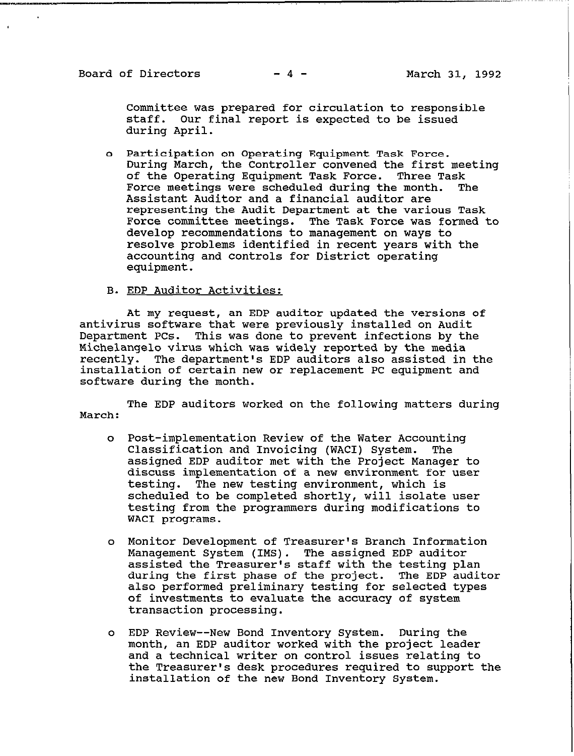Committee was prepared for circulation to responsible staff. Our final report is expected to be issued during April.

- Participation on Operating Equipment Task Force. During March, the Controller convened the first meeting of the Operating Equipment Task Force. Three Task Force meetings were scheduled during the month. The Assistant Auditor and a financial auditor are representing the Audit Department at the various Task Force committee meetings. The Task Force was formed to develop recommendations to management on ways to resolve problems identified in recent years with the accounting and controls for District operating equipment.

B. <u>EDP Auditor Activities:</u>

At my request, an EDP auditor updated the versions of antivirus software that were previously installed on Audit Department PCs. This was done to prevent infections by the Michelangelo virus which was widely reported by the media recently. The department's EDP auditors also assisted in the installation of certain new or replacement PC equipment and software during the month.

The EDP auditors worked on the following matters during March:

- Post-implementation Review of the Water Accounting Classification and Invoicing (WACI) System. The assigned EDP auditor met with the Project Manager to discuss implementation of a new environment for user testing. The new testing environment, which is scheduled to be completed shortly, will isolate user testing from the programmers during modifications to WACI programs.

- Monitor Development of Treasurer's Branch Information Management System (IMS). The assigned EDP auditor assisted the Treasurer's staff with the testing plan during the first phase of the project. The EDP auditor also performed preliminary testing for selected types of investments to evaluate the accuracy of system transaction processing.

- EDP Review--New Bond Inventory System. During the month, an EDP auditor worked with the project leader and a technical writer on control issues relating to the Treasurer's desk procedures required to support the installation of the new Bond Inventory System.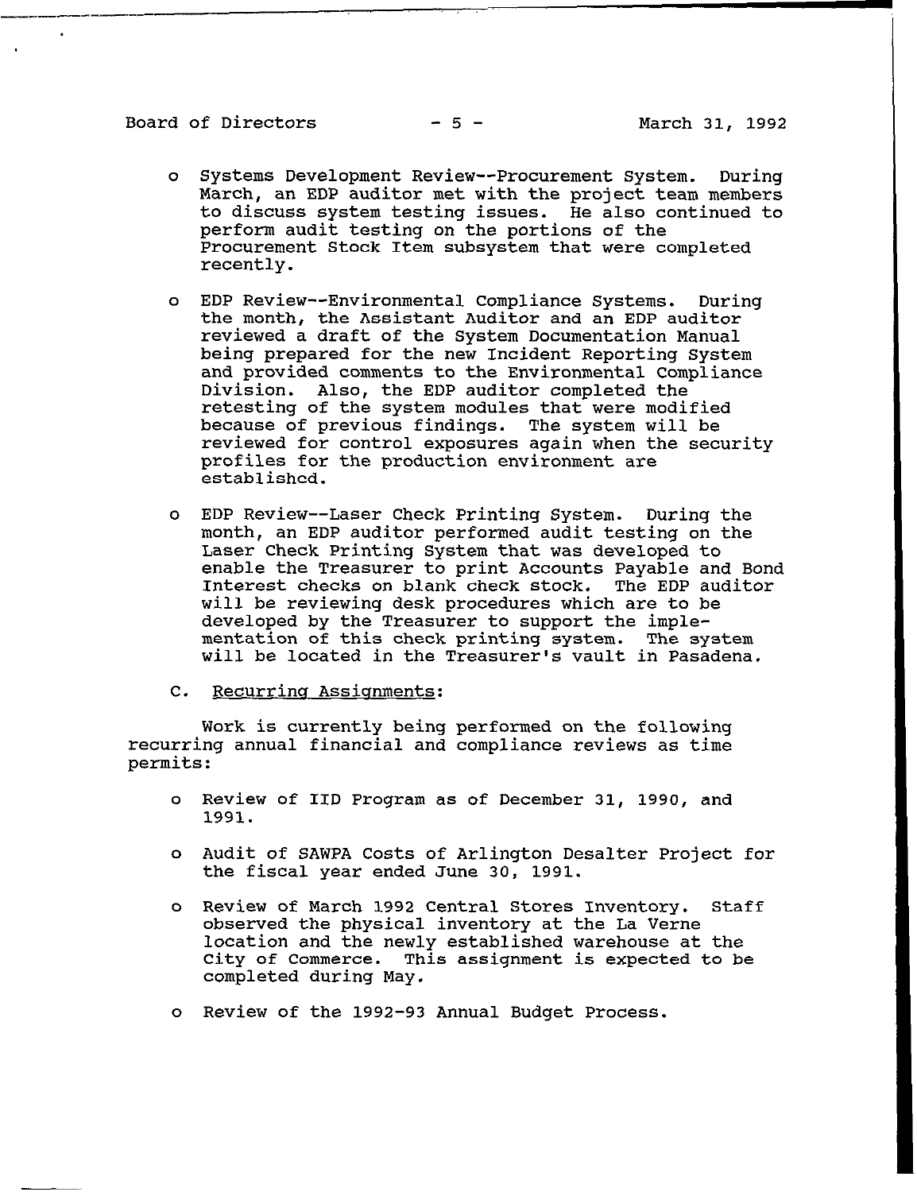- Systems Development Review--Procurement System. During March, an EDP auditor met with the project team members to discuss system testing issues. He also continued to perform audit testing on the portions of the Procurement Stock Item subsystem that were completed recently.

- EDP Review--Environmental Compliance Systems. During the month, the Assistant Auditor and an EDP auditor reviewed a draft of the System Documentation Manual being prepared for the new Incident Reporting System and provided comments to the Environmental Compliance Division. Also, the EDP auditor completed the retesting of the system modules that were modified because of previous findings. The system will be reviewed for control exposures again when the security profiles for the production environment are established.

- EDP Review--Laser Check Printing System. During the month, an EDP auditor performed audit testing on the Laser Check Printing System that was developed to enable the Treasurer to print Accounts Payable and Bond Interest checks on blank check stock. The EDP auditor will be reviewing desk procedures which are to be developed by the Treasurer to support the implementation of this check printing system. The system will be located in the Treasurer's vault in Pasadena.

C. <u>Recurring Assignments</u>:

Work is currently being performed on the following recurring annual financial and compliance reviews as time permits:

- Review of IID Program as of December 31, 1990, and 1991.

- Audit of SAWPA Costs of Arlington Desalter Project for the fiscal year ended June 30, 1991.

- Review of March 1992 Central Stores Inventory. Staff observed the physical inventory at the La Verne location and the newly established warehouse at the City of Commerce. This assignment is expected to be completed during May.

- Review of the 1992-93 Annual Budget Process.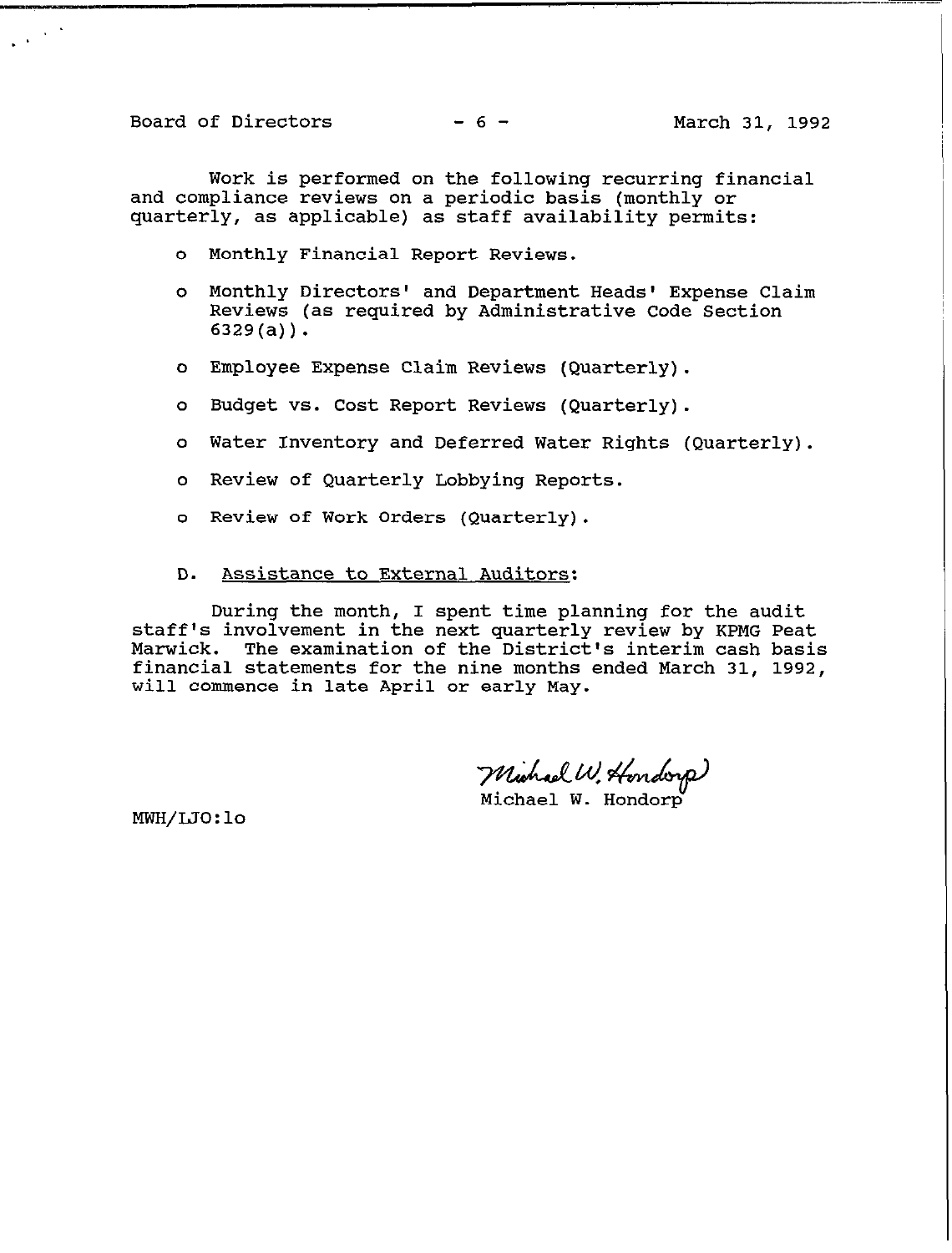Work is performed on the following recurring financial and compliance reviews on a periodic basis (monthly or quarterly, as applicable) as staff availability permits:

- Monthly Financial Report Reviews.
- Monthly Directors' and Department Heads' Expense Claim Reviews (as required by Administrative Code Section 6329(a)).
- Employee Expense Claim Reviews (Quarterly).
- Budget vs. Cost Report Reviews (Quarterly).
- Water Inventory and Deferred Water Rights (Quarterly).
- Review of Quarterly Lobbying Reports.
- Review of Work Orders (Quarterly).

D. <u>Assistance to External Auditors</u>:

During the month, I spent time planning for the audit staff's involvement in the next quarterly review by KPMG Peat Marwick. The examination of the District's interim cash basis financial statements for the nine months ended March 31, 1992, will commence in late April or early May.

Michael W. Hondorp

Michael W. Hondorp

MWH/LJO:lo